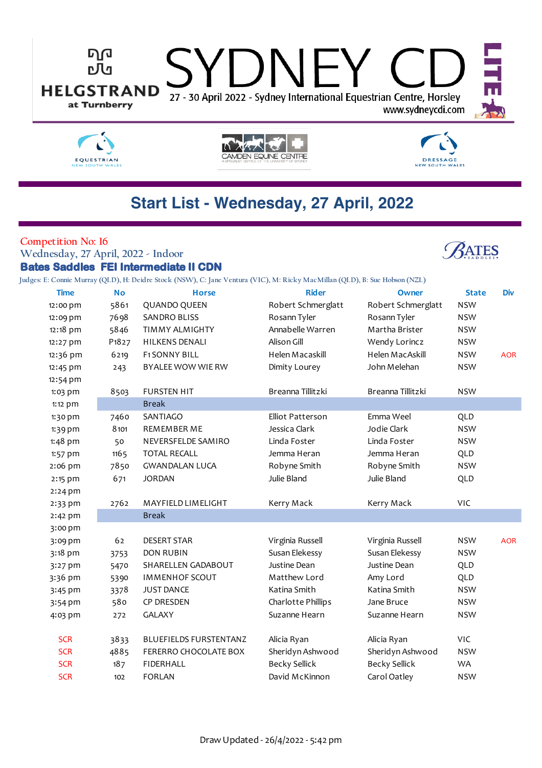HELGSTRAND at Turnberry

# SYDNEY CDI LITE

27 - 30 April 2022 - Sydney International Equestrian Centre, Horsley

www.sydneycdi.com

EQUESTRIAN NEW SOUTH WALES — CAMDEN EQUINE CENTRE — DRESSAGE NEW SOUTH WALES

## Start List - Wednesday, 27 April, 2022

Competition No: 16

Wednesday, 27 April, 2022 - Indoor

**Bates Saddles FEI Intermediate II CDN**

Judges: E: Connie Murray (QLD), H: Deidre Stock (NSW), C: Jane Ventura (VIC), M: Ricky MacMillan (QLD), B: Sue Hobson (NZL)

| Time | No | Horse | Rider | Owner | State | Div |
|---|---|---|---|---|---|---|
| 12:00 pm | 5861 | QUANDO QUEEN | Robert Schmerglatt | Robert Schmerglatt | NSW | |
| 12:09 pm | 7698 | SANDRO BLISS | Rosann Tyler | Rosann Tyler | NSW | |
| 12:18 pm | 5846 | TIMMY ALMIGHTY | Annabelle Warren | Martha Brister | NSW | |
| 12:27 pm | P1827 | HILKENS DENALI | Alison Gill | Wendy Lorincz | NSW | |
| 12:36 pm | 6219 | F1 SONNY BILL | Helen Macaskill | Helen MacAskill | NSW | AOR |
| 12:45 pm | 243 | BYALEE WOW WIE RW | Dimity Lourey | John Melehan | NSW | |
| 12:54 pm | | | | | | |
| 1:03 pm | 8503 | FURSTEN HIT | Breanna Tillitzki | Breanna Tillitzki | NSW | |
| 1:12 pm | | Break | | | | |
| 1:30 pm | 7460 | SANTIAGO | Elliot Patterson | Emma Weel | QLD | |
| 1:39 pm | 8101 | REMEMBER ME | Jessica Clark | Jodie Clark | NSW | |
| 1:48 pm | 50 | NEVERSFELDE SAMIRO | Linda Foster | Linda Foster | NSW | |
| 1:57 pm | 1165 | TOTAL RECALL | Jemma Heran | Jemma Heran | QLD | |
| 2:06 pm | 7850 | GWANDALAN LUCA | Robyne Smith | Robyne Smith | NSW | |
| 2:15 pm | 671 | JORDAN | Julie Bland | Julie Bland | QLD | |
| 2:24 pm | | | | | | |
| 2:33 pm | 2762 | MAYFIELD LIMELIGHT | Kerry Mack | Kerry Mack | VIC | |
| 2:42 pm | | Break | | | | |
| 3:00 pm | | | | | | |
| 3:09 pm | 62 | DESERT STAR | Virginia Russell | Virginia Russell | NSW | AOR |
| 3:18 pm | 3753 | DON RUBIN | Susan Elekessy | Susan Elekessy | NSW | |
| 3:27 pm | 5470 | SHARELLEN GADABOUT | Justine Dean | Justine Dean | QLD | |
| 3:36 pm | 5390 | IMMENHOF SCOUT | Matthew Lord | Amy Lord | QLD | |
| 3:45 pm | 3378 | JUST DANCE | Katina Smith | Katina Smith | NSW | |
| 3:54 pm | 580 | CP DRESDEN | Charlotte Phillips | Jane Bruce | NSW | |
| 4:03 pm | 272 | GALAXY | Suzanne Hearn | Suzanne Hearn | NSW | |
| SCR | 3833 | BLUEFIELDS FURSTENTANZ | Alicia Ryan | Alicia Ryan | VIC | |
| SCR | 4885 | FERERRO CHOCOLATE BOX | Sheridyn Ashwood | Sheridyn Ashwood | NSW | |
| SCR | 187 | FIDERHALL | Becky Sellick | Becky Sellick | WA | |
| SCR | 102 | FORLAN | David McKinnon | Carol Oatley | NSW | |

Draw Updated - 26/4/2022 - 5:42 pm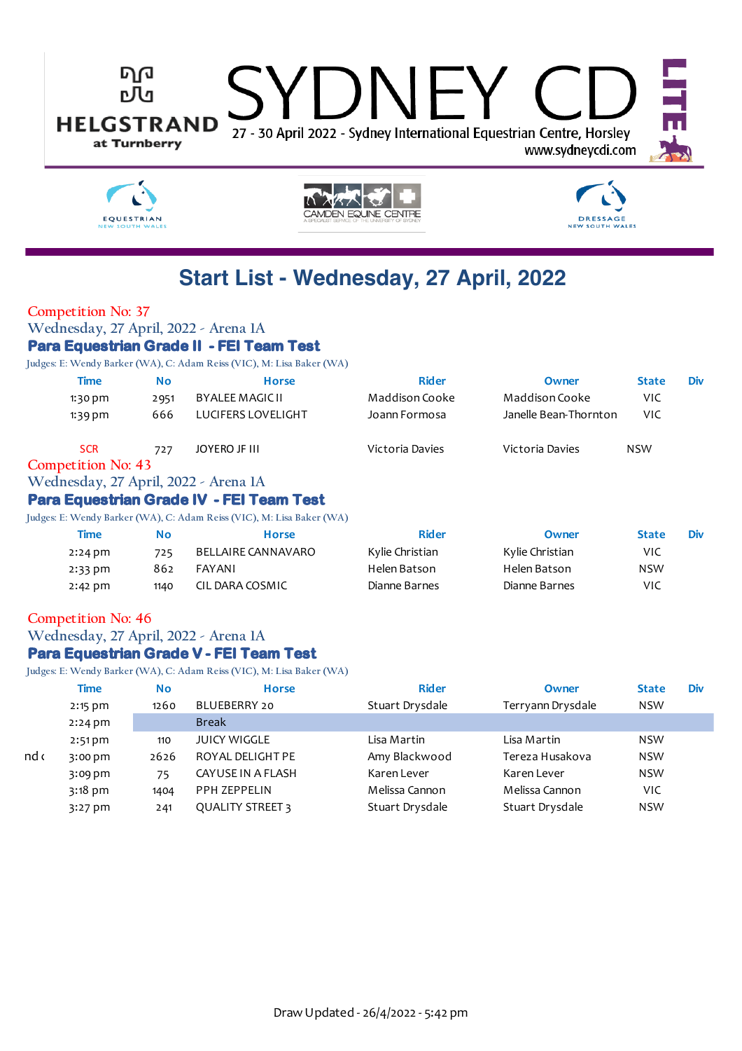SYDNEY CD LITE

27 - 30 April 2022 - Sydney International Equestrian Centre, Horsley

www.sydneycdi.com

HELGSTRAND at Turnberry

EQUESTRIAN NEW SOUTH WALES

CAMDEN EQUINE CENTRE

DRESSAGE NEW SOUTH WALES

# Start List - Wednesday, 27 April, 2022

Competition No: 37

Wednesday, 27 April, 2022 - Arena 1A

## Para Equestrian Grade II - FEI Team Test

Judges: E: Wendy Barker (WA), C: Adam Reiss (VIC), M: Lisa Baker (WA)

| Time | No | Horse | Rider | Owner | State | Div |
|---|---|---|---|---|---|---|
| 1:30 pm | 2951 | BYALEE MAGIC II | Maddison Cooke | Maddison Cooke | VIC | |
| 1:39 pm | 666 | LUCIFERS LOVELIGHT | Joann Formosa | Janelle Bean-Thornton | VIC | |
| SCR | 727 | JOYERO JF III | Victoria Davies | Victoria Davies | NSW | |

Competition No: 43

Wednesday, 27 April, 2022 - Arena 1A

## Para Equestrian Grade IV - FEI Team Test

Judges: E: Wendy Barker (WA), C: Adam Reiss (VIC), M: Lisa Baker (WA)

| Time | No | Horse | Rider | Owner | State | Div |
|---|---|---|---|---|---|---|
| 2:24 pm | 725 | BELLAIRE CANNAVARO | Kylie Christian | Kylie Christian | VIC | |
| 2:33 pm | 862 | FAYANI | Helen Batson | Helen Batson | NSW | |
| 2:42 pm | 1140 | CIL DARA COSMIC | Dianne Barnes | Dianne Barnes | VIC | |

Competition No: 46

Wednesday, 27 April, 2022 - Arena 1A

## Para Equestrian Grade V - FEI Team Test

Judges: E: Wendy Barker (WA), C: Adam Reiss (VIC), M: Lisa Baker (WA)

| Time | No | Horse | Rider | Owner | State | Div |
|---|---|---|---|---|---|---|
| 2:15 pm | 1260 | BLUEBERRY 20 | Stuart Drysdale | Terryann Drysdale | NSW | |
| 2:24 pm | | Break | | | | |
| 2:51 pm | 110 | JUICY WIGGLE | Lisa Martin | Lisa Martin | NSW | |
| 3:00 pm | 2626 | ROYAL DELIGHT PE | Amy Blackwood | Tereza Husakova | NSW | |
| 3:09 pm | 75 | CAYUSE IN A FLASH | Karen Lever | Karen Lever | NSW | |
| 3:18 pm | 1404 | PPH ZEPPELIN | Melissa Cannon | Melissa Cannon | VIC | |
| 3:27 pm | 241 | QUALITY STREET 3 | Stuart Drysdale | Stuart Drysdale | NSW | |

Draw Updated - 26/4/2022 - 5:42 pm